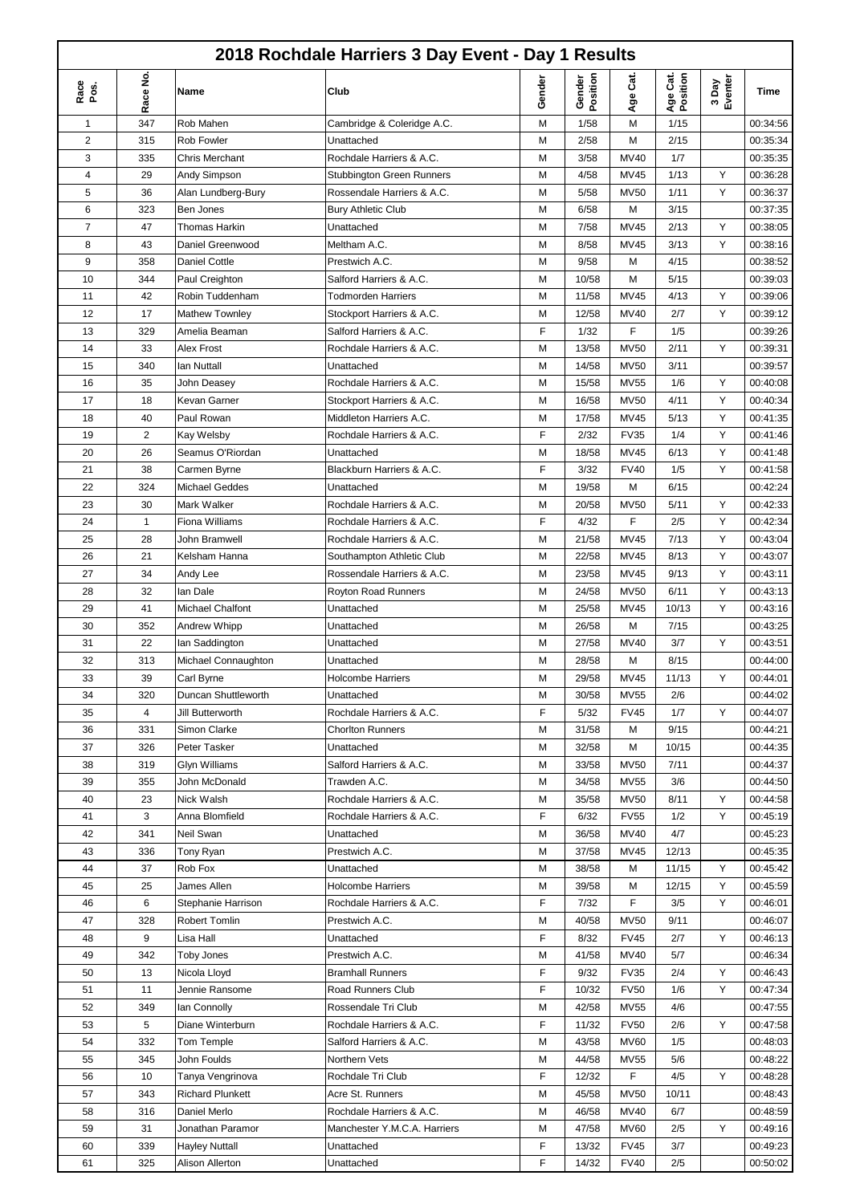# 2018 Rochdale Harriers 3 Day Event - Day 1 Results

| Race Pos. | Race No. | Name | Club | Gender | Gender Position | Age Cat. | Age Cat. Position | 3 Day Eventer | Time |
|---|---|---|---|---|---|---|---|---|---|
| 1 | 347 | Rob Mahen | Cambridge & Coleridge A.C. | M | 1/58 | M | 1/15 | | 00:34:56 |
| 2 | 315 | Rob Fowler | Unattached | M | 2/58 | M | 2/15 | | 00:35:34 |
| 3 | 335 | Chris Merchant | Rochdale Harriers & A.C. | M | 3/58 | MV40 | 1/7 | | 00:35:35 |
| 4 | 29 | Andy Simpson | Stubbington Green Runners | M | 4/58 | MV45 | 1/13 | Y | 00:36:28 |
| 5 | 36 | Alan Lundberg-Bury | Rossendale Harriers & A.C. | M | 5/58 | MV50 | 1/11 | Y | 00:36:37 |
| 6 | 323 | Ben Jones | Bury Athletic Club | M | 6/58 | M | 3/15 | | 00:37:35 |
| 7 | 47 | Thomas Harkin | Unattached | M | 7/58 | MV45 | 2/13 | Y | 00:38:05 |
| 8 | 43 | Daniel Greenwood | Meltham A.C. | M | 8/58 | MV45 | 3/13 | Y | 00:38:16 |
| 9 | 358 | Daniel Cottle | Prestwich A.C. | M | 9/58 | M | 4/15 | | 00:38:52 |
| 10 | 344 | Paul Creighton | Salford Harriers & A.C. | M | 10/58 | M | 5/15 | | 00:39:03 |
| 11 | 42 | Robin Tuddenham | Todmorden Harriers | M | 11/58 | MV45 | 4/13 | Y | 00:39:06 |
| 12 | 17 | Mathew Townley | Stockport Harriers & A.C. | M | 12/58 | MV40 | 2/7 | Y | 00:39:12 |
| 13 | 329 | Amelia Beaman | Salford Harriers & A.C. | F | 1/32 | F | 1/5 | | 00:39:26 |
| 14 | 33 | Alex Frost | Rochdale Harriers & A.C. | M | 13/58 | MV50 | 2/11 | Y | 00:39:31 |
| 15 | 340 | Ian Nuttall | Unattached | M | 14/58 | MV50 | 3/11 | | 00:39:57 |
| 16 | 35 | John Deasey | Rochdale Harriers & A.C. | M | 15/58 | MV55 | 1/6 | Y | 00:40:08 |
| 17 | 18 | Kevan Garner | Stockport Harriers & A.C. | M | 16/58 | MV50 | 4/11 | Y | 00:40:34 |
| 18 | 40 | Paul Rowan | Middleton Harriers A.C. | M | 17/58 | MV45 | 5/13 | Y | 00:41:35 |
| 19 | 2 | Kay Welsby | Rochdale Harriers & A.C. | F | 2/32 | FV35 | 1/4 | Y | 00:41:46 |
| 20 | 26 | Seamus O'Riordan | Unattached | M | 18/58 | MV45 | 6/13 | Y | 00:41:48 |
| 21 | 38 | Carmen Byrne | Blackburn Harriers & A.C. | F | 3/32 | FV40 | 1/5 | Y | 00:41:58 |
| 22 | 324 | Michael Geddes | Unattached | M | 19/58 | M | 6/15 | | 00:42:24 |
| 23 | 30 | Mark Walker | Rochdale Harriers & A.C. | M | 20/58 | MV50 | 5/11 | Y | 00:42:33 |
| 24 | 1 | Fiona Williams | Rochdale Harriers & A.C. | F | 4/32 | F | 2/5 | Y | 00:42:34 |
| 25 | 28 | John Bramwell | Rochdale Harriers & A.C. | M | 21/58 | MV45 | 7/13 | Y | 00:43:04 |
| 26 | 21 | Kelsham Hanna | Southampton Athletic Club | M | 22/58 | MV45 | 8/13 | Y | 00:43:07 |
| 27 | 34 | Andy Lee | Rossendale Harriers & A.C. | M | 23/58 | MV45 | 9/13 | Y | 00:43:11 |
| 28 | 32 | Ian Dale | Royton Road Runners | M | 24/58 | MV50 | 6/11 | Y | 00:43:13 |
| 29 | 41 | Michael Chalfont | Unattached | M | 25/58 | MV45 | 10/13 | Y | 00:43:16 |
| 30 | 352 | Andrew Whipp | Unattached | M | 26/58 | M | 7/15 | | 00:43:25 |
| 31 | 22 | Ian Saddington | Unattached | M | 27/58 | MV40 | 3/7 | Y | 00:43:51 |
| 32 | 313 | Michael Connaughton | Unattached | M | 28/58 | M | 8/15 | | 00:44:00 |
| 33 | 39 | Carl Byrne | Holcombe Harriers | M | 29/58 | MV45 | 11/13 | Y | 00:44:01 |
| 34 | 320 | Duncan Shuttleworth | Unattached | M | 30/58 | MV55 | 2/6 | | 00:44:02 |
| 35 | 4 | Jill Butterworth | Rochdale Harriers & A.C. | F | 5/32 | FV45 | 1/7 | Y | 00:44:07 |
| 36 | 331 | Simon Clarke | Chorlton Runners | M | 31/58 | M | 9/15 | | 00:44:21 |
| 37 | 326 | Peter Tasker | Unattached | M | 32/58 | M | 10/15 | | 00:44:35 |
| 38 | 319 | Glyn Williams | Salford Harriers & A.C. | M | 33/58 | MV50 | 7/11 | | 00:44:37 |
| 39 | 355 | John McDonald | Trawden A.C. | M | 34/58 | MV55 | 3/6 | | 00:44:50 |
| 40 | 23 | Nick Walsh | Rochdale Harriers & A.C. | M | 35/58 | MV50 | 8/11 | Y | 00:44:58 |
| 41 | 3 | Anna Blomfield | Rochdale Harriers & A.C. | F | 6/32 | FV55 | 1/2 | Y | 00:45:19 |
| 42 | 341 | Neil Swan | Unattached | M | 36/58 | MV40 | 4/7 | | 00:45:23 |
| 43 | 336 | Tony Ryan | Prestwich A.C. | M | 37/58 | MV45 | 12/13 | | 00:45:35 |
| 44 | 37 | Rob Fox | Unattached | M | 38/58 | M | 11/15 | Y | 00:45:42 |
| 45 | 25 | James Allen | Holcombe Harriers | M | 39/58 | M | 12/15 | Y | 00:45:59 |
| 46 | 6 | Stephanie Harrison | Rochdale Harriers & A.C. | F | 7/32 | F | 3/5 | Y | 00:46:01 |
| 47 | 328 | Robert Tomlin | Prestwich A.C. | M | 40/58 | MV50 | 9/11 | | 00:46:07 |
| 48 | 9 | Lisa Hall | Unattached | F | 8/32 | FV45 | 2/7 | Y | 00:46:13 |
| 49 | 342 | Toby Jones | Prestwich A.C. | M | 41/58 | MV40 | 5/7 | | 00:46:34 |
| 50 | 13 | Nicola Lloyd | Bramhall Runners | F | 9/32 | FV35 | 2/4 | Y | 00:46:43 |
| 51 | 11 | Jennie Ransome | Road Runners Club | F | 10/32 | FV50 | 1/6 | Y | 00:47:34 |
| 52 | 349 | Ian Connolly | Rossendale Tri Club | M | 42/58 | MV55 | 4/6 | | 00:47:55 |
| 53 | 5 | Diane Winterburn | Rochdale Harriers & A.C. | F | 11/32 | FV50 | 2/6 | Y | 00:47:58 |
| 54 | 332 | Tom Temple | Salford Harriers & A.C. | M | 43/58 | MV60 | 1/5 | | 00:48:03 |
| 55 | 345 | John Foulds | Northern Vets | M | 44/58 | MV55 | 5/6 | | 00:48:22 |
| 56 | 10 | Tanya Vengrinova | Rochdale Tri Club | F | 12/32 | F | 4/5 | Y | 00:48:28 |
| 57 | 343 | Richard Plunkett | Acre St. Runners | M | 45/58 | MV50 | 10/11 | | 00:48:43 |
| 58 | 316 | Daniel Merlo | Rochdale Harriers & A.C. | M | 46/58 | MV40 | 6/7 | | 00:48:59 |
| 59 | 31 | Jonathan Paramor | Manchester Y.M.C.A. Harriers | M | 47/58 | MV60 | 2/5 | Y | 00:49:16 |
| 60 | 339 | Hayley Nuttall | Unattached | F | 13/32 | FV45 | 3/7 | | 00:49:23 |
| 61 | 325 | Alison Allerton | Unattached | F | 14/32 | FV40 | 2/5 | | 00:50:02 |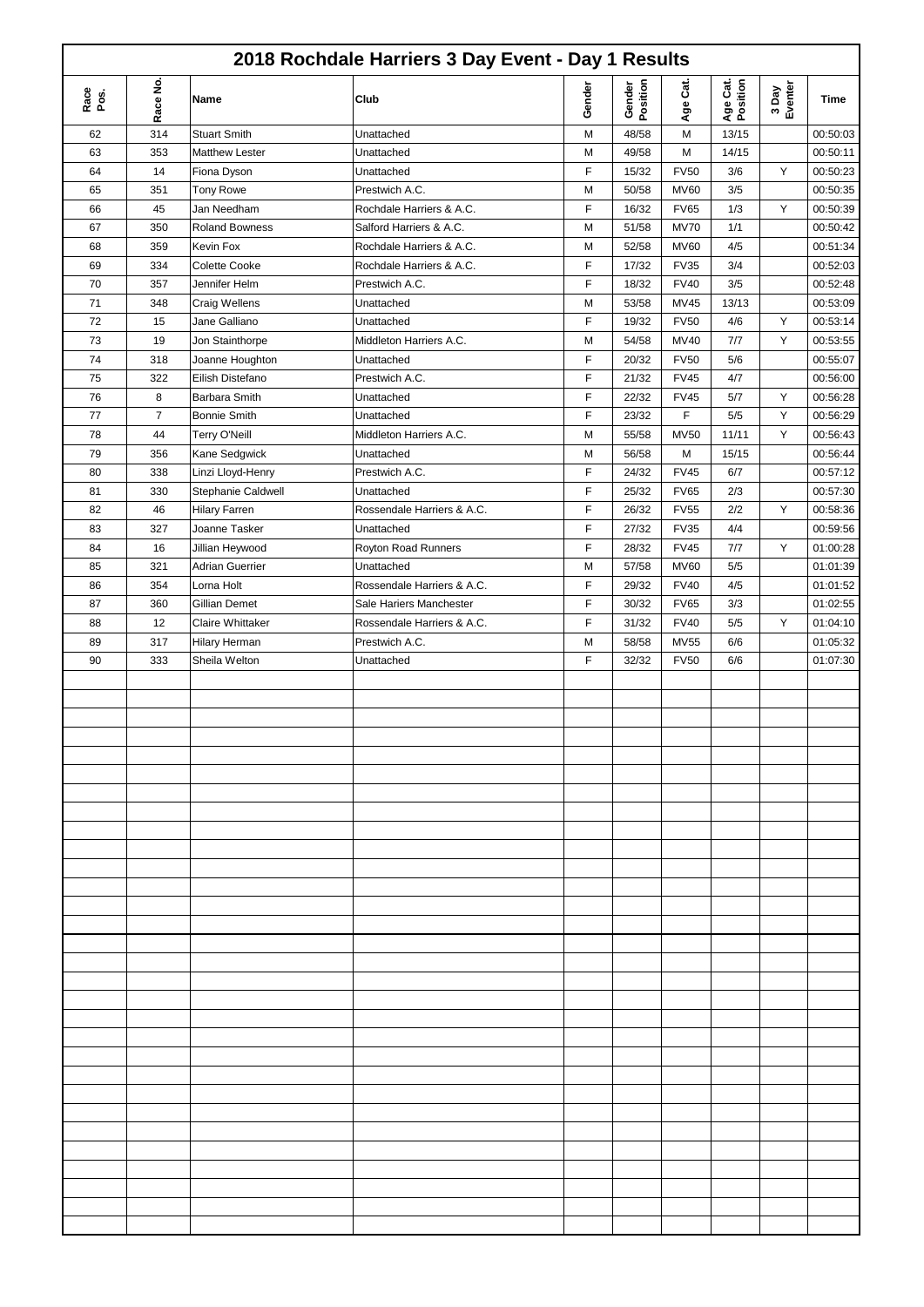# 2018 Rochdale Harriers 3 Day Event - Day 1 Results

| Race Pos. | Race No. | Name | Club | Gender | Gender Position | Age Cat. | Age Cat. Position | 3 Day Eventer | Time |
|---|---|---|---|---|---|---|---|---|---|
| 62 | 314 | Stuart Smith | Unattached | M | 48/58 | M | 13/15 | | 00:50:03 |
| 63 | 353 | Matthew Lester | Unattached | M | 49/58 | M | 14/15 | | 00:50:11 |
| 64 | 14 | Fiona Dyson | Unattached | F | 15/32 | FV50 | 3/6 | Y | 00:50:23 |
| 65 | 351 | Tony Rowe | Prestwich A.C. | M | 50/58 | MV60 | 3/5 | | 00:50:35 |
| 66 | 45 | Jan Needham | Rochdale Harriers & A.C. | F | 16/32 | FV65 | 1/3 | Y | 00:50:39 |
| 67 | 350 | Roland Bowness | Salford Harriers & A.C. | M | 51/58 | MV70 | 1/1 | | 00:50:42 |
| 68 | 359 | Kevin Fox | Rochdale Harriers & A.C. | M | 52/58 | MV60 | 4/5 | | 00:51:34 |
| 69 | 334 | Colette Cooke | Rochdale Harriers & A.C. | F | 17/32 | FV35 | 3/4 | | 00:52:03 |
| 70 | 357 | Jennifer Helm | Prestwich A.C. | F | 18/32 | FV40 | 3/5 | | 00:52:48 |
| 71 | 348 | Craig Wellens | Unattached | M | 53/58 | MV45 | 13/13 | | 00:53:09 |
| 72 | 15 | Jane Galliano | Unattached | F | 19/32 | FV50 | 4/6 | Y | 00:53:14 |
| 73 | 19 | Jon Stainthorpe | Middleton Harriers A.C. | M | 54/58 | MV40 | 7/7 | Y | 00:53:55 |
| 74 | 318 | Joanne Houghton | Unattached | F | 20/32 | FV50 | 5/6 | | 00:55:07 |
| 75 | 322 | Eilish Distefano | Prestwich A.C. | F | 21/32 | FV45 | 4/7 | | 00:56:00 |
| 76 | 8 | Barbara Smith | Unattached | F | 22/32 | FV45 | 5/7 | Y | 00:56:28 |
| 77 | 7 | Bonnie Smith | Unattached | F | 23/32 | F | 5/5 | Y | 00:56:29 |
| 78 | 44 | Terry O'Neill | Middleton Harriers A.C. | M | 55/58 | MV50 | 11/11 | Y | 00:56:43 |
| 79 | 356 | Kane Sedgwick | Unattached | M | 56/58 | M | 15/15 | | 00:56:44 |
| 80 | 338 | Linzi Lloyd-Henry | Prestwich A.C. | F | 24/32 | FV45 | 6/7 | | 00:57:12 |
| 81 | 330 | Stephanie Caldwell | Unattached | F | 25/32 | FV65 | 2/3 | | 00:57:30 |
| 82 | 46 | Hilary Farren | Rossendale Harriers & A.C. | F | 26/32 | FV55 | 2/2 | Y | 00:58:36 |
| 83 | 327 | Joanne Tasker | Unattached | F | 27/32 | FV35 | 4/4 | | 00:59:56 |
| 84 | 16 | Jillian Heywood | Royton Road Runners | F | 28/32 | FV45 | 7/7 | Y | 01:00:28 |
| 85 | 321 | Adrian Guerrier | Unattached | M | 57/58 | MV60 | 5/5 | | 01:01:39 |
| 86 | 354 | Lorna Holt | Rossendale Harriers & A.C. | F | 29/32 | FV40 | 4/5 | | 01:01:52 |
| 87 | 360 | Gillian Demet | Sale Hariers Manchester | F | 30/32 | FV65 | 3/3 | | 01:02:55 |
| 88 | 12 | Claire Whittaker | Rossendale Harriers & A.C. | F | 31/32 | FV40 | 5/5 | Y | 01:04:10 |
| 89 | 317 | Hilary Herman | Prestwich A.C. | M | 58/58 | MV55 | 6/6 | | 01:05:32 |
| 90 | 333 | Sheila Welton | Unattached | F | 32/32 | FV50 | 6/6 | | 01:07:30 |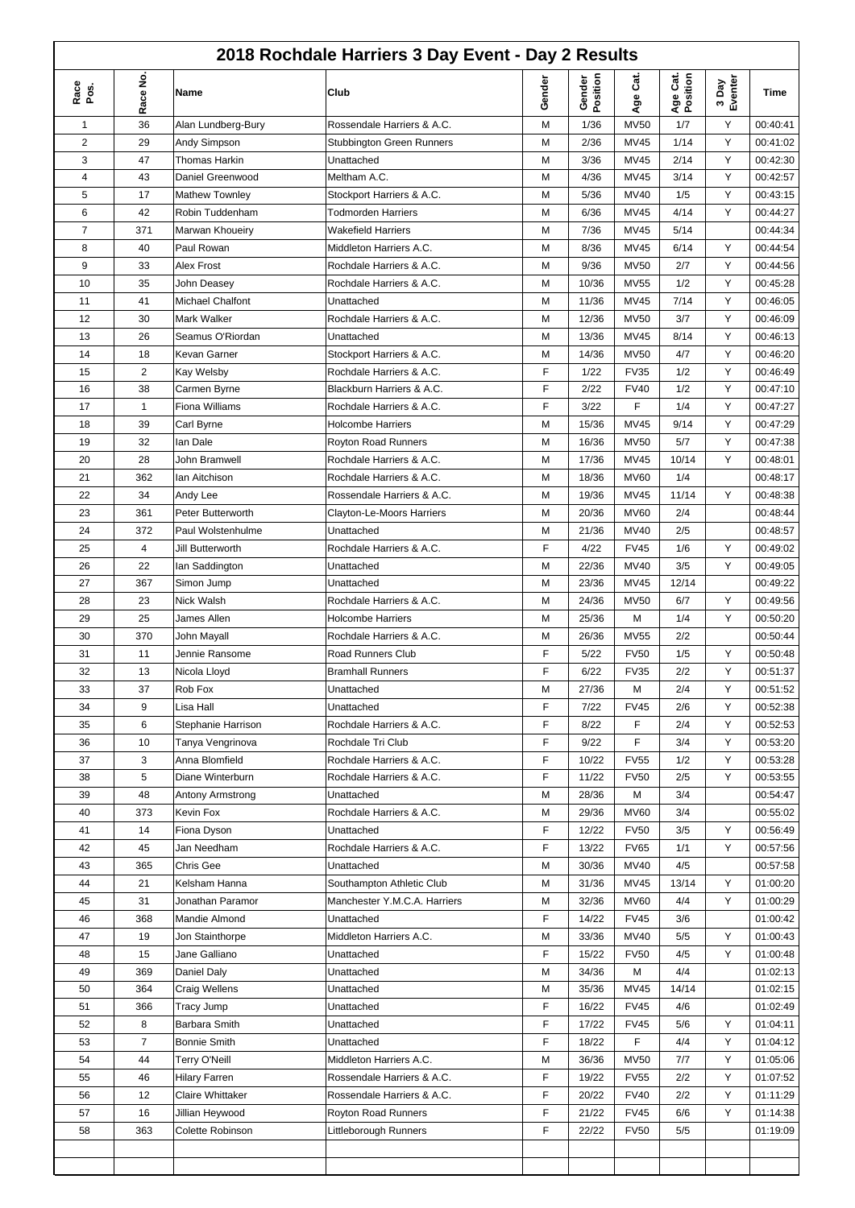# 2018 Rochdale Harriers 3 Day Event - Day 2 Results

| Race Pos. | Race No. | Name | Club | Gender | Gender Position | Age Cat. | Age Cat. Position | 3 Day Eventer | Time |
|---|---|---|---|---|---|---|---|---|---|
| 1 | 36 | Alan Lundberg-Bury | Rossendale Harriers & A.C. | M | 1/36 | MV50 | 1/7 | Y | 00:40:41 |
| 2 | 29 | Andy Simpson | Stubbington Green Runners | M | 2/36 | MV45 | 1/14 | Y | 00:41:02 |
| 3 | 47 | Thomas Harkin | Unattached | M | 3/36 | MV45 | 2/14 | Y | 00:42:30 |
| 4 | 43 | Daniel Greenwood | Meltham A.C. | M | 4/36 | MV45 | 3/14 | Y | 00:42:57 |
| 5 | 17 | Mathew Townley | Stockport Harriers & A.C. | M | 5/36 | MV40 | 1/5 | Y | 00:43:15 |
| 6 | 42 | Robin Tuddenham | Todmorden Harriers | M | 6/36 | MV45 | 4/14 | Y | 00:44:27 |
| 7 | 371 | Marwan Khoueiry | Wakefield Harriers | M | 7/36 | MV45 | 5/14 | | 00:44:34 |
| 8 | 40 | Paul Rowan | Middleton Harriers A.C. | M | 8/36 | MV45 | 6/14 | Y | 00:44:54 |
| 9 | 33 | Alex Frost | Rochdale Harriers & A.C. | M | 9/36 | MV50 | 2/7 | Y | 00:44:56 |
| 10 | 35 | John Deasey | Rochdale Harriers & A.C. | M | 10/36 | MV55 | 1/2 | Y | 00:45:28 |
| 11 | 41 | Michael Chalfont | Unattached | M | 11/36 | MV45 | 7/14 | Y | 00:46:05 |
| 12 | 30 | Mark Walker | Rochdale Harriers & A.C. | M | 12/36 | MV50 | 3/7 | Y | 00:46:09 |
| 13 | 26 | Seamus O'Riordan | Unattached | M | 13/36 | MV45 | 8/14 | Y | 00:46:13 |
| 14 | 18 | Kevan Garner | Stockport Harriers & A.C. | M | 14/36 | MV50 | 4/7 | Y | 00:46:20 |
| 15 | 2 | Kay Welsby | Rochdale Harriers & A.C. | F | 1/22 | FV35 | 1/2 | Y | 00:46:49 |
| 16 | 38 | Carmen Byrne | Blackburn Harriers & A.C. | F | 2/22 | FV40 | 1/2 | Y | 00:47:10 |
| 17 | 1 | Fiona Williams | Rochdale Harriers & A.C. | F | 3/22 | F | 1/4 | Y | 00:47:27 |
| 18 | 39 | Carl Byrne | Holcombe Harriers | M | 15/36 | MV45 | 9/14 | Y | 00:47:29 |
| 19 | 32 | Ian Dale | Royton Road Runners | M | 16/36 | MV50 | 5/7 | Y | 00:47:38 |
| 20 | 28 | John Bramwell | Rochdale Harriers & A.C. | M | 17/36 | MV45 | 10/14 | Y | 00:48:01 |
| 21 | 362 | Ian Aitchison | Rochdale Harriers & A.C. | M | 18/36 | MV60 | 1/4 | | 00:48:17 |
| 22 | 34 | Andy Lee | Rossendale Harriers & A.C. | M | 19/36 | MV45 | 11/14 | Y | 00:48:38 |
| 23 | 361 | Peter Butterworth | Clayton-Le-Moors Harriers | M | 20/36 | MV60 | 2/4 | | 00:48:44 |
| 24 | 372 | Paul Wolstenhulme | Unattached | M | 21/36 | MV40 | 2/5 | | 00:48:57 |
| 25 | 4 | Jill Butterworth | Rochdale Harriers & A.C. | F | 4/22 | FV45 | 1/6 | Y | 00:49:02 |
| 26 | 22 | Ian Saddington | Unattached | M | 22/36 | MV40 | 3/5 | Y | 00:49:05 |
| 27 | 367 | Simon Jump | Unattached | M | 23/36 | MV45 | 12/14 | | 00:49:22 |
| 28 | 23 | Nick Walsh | Rochdale Harriers & A.C. | M | 24/36 | MV50 | 6/7 | Y | 00:49:56 |
| 29 | 25 | James Allen | Holcombe Harriers | M | 25/36 | M | 1/4 | Y | 00:50:20 |
| 30 | 370 | John Mayall | Rochdale Harriers & A.C. | M | 26/36 | MV55 | 2/2 | | 00:50:44 |
| 31 | 11 | Jennie Ransome | Road Runners Club | F | 5/22 | FV50 | 1/5 | Y | 00:50:48 |
| 32 | 13 | Nicola Lloyd | Bramhall Runners | F | 6/22 | FV35 | 2/2 | Y | 00:51:37 |
| 33 | 37 | Rob Fox | Unattached | M | 27/36 | M | 2/4 | Y | 00:51:52 |
| 34 | 9 | Lisa Hall | Unattached | F | 7/22 | FV45 | 2/6 | Y | 00:52:38 |
| 35 | 6 | Stephanie Harrison | Rochdale Harriers & A.C. | F | 8/22 | F | 2/4 | Y | 00:52:53 |
| 36 | 10 | Tanya Vengrinova | Rochdale Tri Club | F | 9/22 | F | 3/4 | Y | 00:53:20 |
| 37 | 3 | Anna Blomfield | Rochdale Harriers & A.C. | F | 10/22 | FV55 | 1/2 | Y | 00:53:28 |
| 38 | 5 | Diane Winterburn | Rochdale Harriers & A.C. | F | 11/22 | FV50 | 2/5 | Y | 00:53:55 |
| 39 | 48 | Antony Armstrong | Unattached | M | 28/36 | M | 3/4 | | 00:54:47 |
| 40 | 373 | Kevin Fox | Rochdale Harriers & A.C. | M | 29/36 | MV60 | 3/4 | | 00:55:02 |
| 41 | 14 | Fiona Dyson | Unattached | F | 12/22 | FV50 | 3/5 | Y | 00:56:49 |
| 42 | 45 | Jan Needham | Rochdale Harriers & A.C. | F | 13/22 | FV65 | 1/1 | Y | 00:57:56 |
| 43 | 365 | Chris Gee | Unattached | M | 30/36 | MV40 | 4/5 | | 00:57:58 |
| 44 | 21 | Kelsham Hanna | Southampton Athletic Club | M | 31/36 | MV45 | 13/14 | Y | 01:00:20 |
| 45 | 31 | Jonathan Paramor | Manchester Y.M.C.A. Harriers | M | 32/36 | MV60 | 4/4 | Y | 01:00:29 |
| 46 | 368 | Mandie Almond | Unattached | F | 14/22 | FV45 | 3/6 | | 01:00:42 |
| 47 | 19 | Jon Stainthorpe | Middleton Harriers A.C. | M | 33/36 | MV40 | 5/5 | Y | 01:00:43 |
| 48 | 15 | Jane Galliano | Unattached | F | 15/22 | FV50 | 4/5 | Y | 01:00:48 |
| 49 | 369 | Daniel Daly | Unattached | M | 34/36 | M | 4/4 | | 01:02:13 |
| 50 | 364 | Craig Wellens | Unattached | M | 35/36 | MV45 | 14/14 | | 01:02:15 |
| 51 | 366 | Tracy Jump | Unattached | F | 16/22 | FV45 | 4/6 | | 01:02:49 |
| 52 | 8 | Barbara Smith | Unattached | F | 17/22 | FV45 | 5/6 | Y | 01:04:11 |
| 53 | 7 | Bonnie Smith | Unattached | F | 18/22 | F | 4/4 | Y | 01:04:12 |
| 54 | 44 | Terry O'Neill | Middleton Harriers A.C. | M | 36/36 | MV50 | 7/7 | Y | 01:05:06 |
| 55 | 46 | Hilary Farren | Rossendale Harriers & A.C. | F | 19/22 | FV55 | 2/2 | Y | 01:07:52 |
| 56 | 12 | Claire Whittaker | Rossendale Harriers & A.C. | F | 20/22 | FV40 | 2/2 | Y | 01:11:29 |
| 57 | 16 | Jillian Heywood | Royton Road Runners | F | 21/22 | FV45 | 6/6 | Y | 01:14:38 |
| 58 | 363 | Colette Robinson | Littleborough Runners | F | 22/22 | FV50 | 5/5 | | 01:19:09 |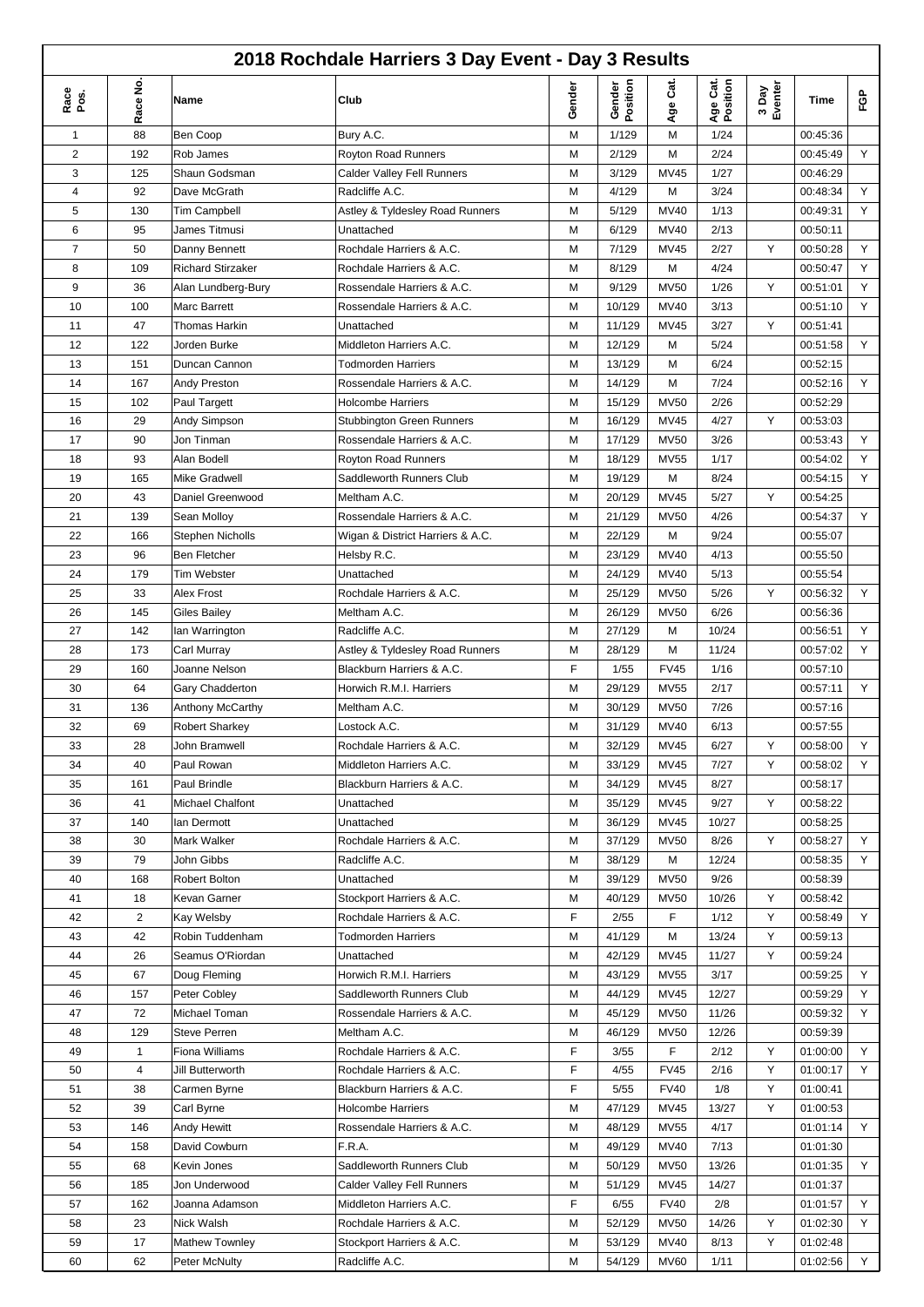# 2018 Rochdale Harriers 3 Day Event - Day 3 Results

| Race Pos. | Race No. | Name | Club | Gender | Gender Position | Age Cat. | Age Cat. Position | 3 Day Eventer | Time | FGP |
|---|---|---|---|---|---|---|---|---|---|---|
| 1 | 88 | Ben Coop | Bury A.C. | M | 1/129 | M | 1/24 | | 00:45:36 | |
| 2 | 192 | Rob James | Royton Road Runners | M | 2/129 | M | 2/24 | | 00:45:49 | Y |
| 3 | 125 | Shaun Godsman | Calder Valley Fell Runners | M | 3/129 | MV45 | 1/27 | | 00:46:29 | |
| 4 | 92 | Dave McGrath | Radcliffe A.C. | M | 4/129 | M | 3/24 | | 00:48:34 | Y |
| 5 | 130 | Tim Campbell | Astley & Tyldesley Road Runners | M | 5/129 | MV40 | 1/13 | | 00:49:31 | Y |
| 6 | 95 | James Titmusi | Unattached | M | 6/129 | MV40 | 2/13 | | 00:50:11 | |
| 7 | 50 | Danny Bennett | Rochdale Harriers & A.C. | M | 7/129 | MV45 | 2/27 | Y | 00:50:28 | Y |
| 8 | 109 | Richard Stirzaker | Rochdale Harriers & A.C. | M | 8/129 | M | 4/24 | | 00:50:47 | Y |
| 9 | 36 | Alan Lundberg-Bury | Rossendale Harriers & A.C. | M | 9/129 | MV50 | 1/26 | Y | 00:51:01 | Y |
| 10 | 100 | Marc Barrett | Rossendale Harriers & A.C. | M | 10/129 | MV40 | 3/13 | | 00:51:10 | Y |
| 11 | 47 | Thomas Harkin | Unattached | M | 11/129 | MV45 | 3/27 | Y | 00:51:41 | |
| 12 | 122 | Jorden Burke | Middleton Harriers A.C. | M | 12/129 | M | 5/24 | | 00:51:58 | Y |
| 13 | 151 | Duncan Cannon | Todmorden Harriers | M | 13/129 | M | 6/24 | | 00:52:15 | |
| 14 | 167 | Andy Preston | Rossendale Harriers & A.C. | M | 14/129 | M | 7/24 | | 00:52:16 | Y |
| 15 | 102 | Paul Targett | Holcombe Harriers | M | 15/129 | MV50 | 2/26 | | 00:52:29 | |
| 16 | 29 | Andy Simpson | Stubbington Green Runners | M | 16/129 | MV45 | 4/27 | Y | 00:53:03 | |
| 17 | 90 | Jon Tinman | Rossendale Harriers & A.C. | M | 17/129 | MV50 | 3/26 | | 00:53:43 | Y |
| 18 | 93 | Alan Bodell | Royton Road Runners | M | 18/129 | MV55 | 1/17 | | 00:54:02 | Y |
| 19 | 165 | Mike Gradwell | Saddleworth Runners Club | M | 19/129 | M | 8/24 | | 00:54:15 | Y |
| 20 | 43 | Daniel Greenwood | Meltham A.C. | M | 20/129 | MV45 | 5/27 | Y | 00:54:25 | |
| 21 | 139 | Sean Molloy | Rossendale Harriers & A.C. | M | 21/129 | MV50 | 4/26 | | 00:54:37 | Y |
| 22 | 166 | Stephen Nicholls | Wigan & District Harriers & A.C. | M | 22/129 | M | 9/24 | | 00:55:07 | |
| 23 | 96 | Ben Fletcher | Helsby R.C. | M | 23/129 | MV40 | 4/13 | | 00:55:50 | |
| 24 | 179 | Tim Webster | Unattached | M | 24/129 | MV40 | 5/13 | | 00:55:54 | |
| 25 | 33 | Alex Frost | Rochdale Harriers & A.C. | M | 25/129 | MV50 | 5/26 | Y | 00:56:32 | Y |
| 26 | 145 | Giles Bailey | Meltham A.C. | M | 26/129 | MV50 | 6/26 | | 00:56:36 | |
| 27 | 142 | Ian Warrington | Radcliffe A.C. | M | 27/129 | M | 10/24 | | 00:56:51 | Y |
| 28 | 173 | Carl Murray | Astley & Tyldesley Road Runners | M | 28/129 | M | 11/24 | | 00:57:02 | Y |
| 29 | 160 | Joanne Nelson | Blackburn Harriers & A.C. | F | 1/55 | FV45 | 1/16 | | 00:57:10 | |
| 30 | 64 | Gary Chadderton | Horwich R.M.I. Harriers | M | 29/129 | MV55 | 2/17 | | 00:57:11 | Y |
| 31 | 136 | Anthony McCarthy | Meltham A.C. | M | 30/129 | MV50 | 7/26 | | 00:57:16 | |
| 32 | 69 | Robert Sharkey | Lostock A.C. | M | 31/129 | MV40 | 6/13 | | 00:57:55 | |
| 33 | 28 | John Bramwell | Rochdale Harriers & A.C. | M | 32/129 | MV45 | 6/27 | Y | 00:58:00 | Y |
| 34 | 40 | Paul Rowan | Middleton Harriers A.C. | M | 33/129 | MV45 | 7/27 | Y | 00:58:02 | Y |
| 35 | 161 | Paul Brindle | Blackburn Harriers & A.C. | M | 34/129 | MV45 | 8/27 | | 00:58:17 | |
| 36 | 41 | Michael Chalfont | Unattached | M | 35/129 | MV45 | 9/27 | Y | 00:58:22 | |
| 37 | 140 | Ian Dermott | Unattached | M | 36/129 | MV45 | 10/27 | | 00:58:25 | |
| 38 | 30 | Mark Walker | Rochdale Harriers & A.C. | M | 37/129 | MV50 | 8/26 | Y | 00:58:27 | Y |
| 39 | 79 | John Gibbs | Radcliffe A.C. | M | 38/129 | M | 12/24 | | 00:58:35 | Y |
| 40 | 168 | Robert Bolton | Unattached | M | 39/129 | MV50 | 9/26 | | 00:58:39 | |
| 41 | 18 | Kevan Garner | Stockport Harriers & A.C. | M | 40/129 | MV50 | 10/26 | Y | 00:58:42 | |
| 42 | 2 | Kay Welsby | Rochdale Harriers & A.C. | F | 2/55 | F | 1/12 | Y | 00:58:49 | Y |
| 43 | 42 | Robin Tuddenham | Todmorden Harriers | M | 41/129 | M | 13/24 | Y | 00:59:13 | |
| 44 | 26 | Seamus O'Riordan | Unattached | M | 42/129 | MV45 | 11/27 | Y | 00:59:24 | |
| 45 | 67 | Doug Fleming | Horwich R.M.I. Harriers | M | 43/129 | MV55 | 3/17 | | 00:59:25 | Y |
| 46 | 157 | Peter Cobley | Saddleworth Runners Club | M | 44/129 | MV45 | 12/27 | | 00:59:29 | Y |
| 47 | 72 | Michael Toman | Rossendale Harriers & A.C. | M | 45/129 | MV50 | 11/26 | | 00:59:32 | Y |
| 48 | 129 | Steve Perren | Meltham A.C. | M | 46/129 | MV50 | 12/26 | | 00:59:39 | |
| 49 | 1 | Fiona Williams | Rochdale Harriers & A.C. | F | 3/55 | F | 2/12 | Y | 01:00:00 | Y |
| 50 | 4 | Jill Butterworth | Rochdale Harriers & A.C. | F | 4/55 | FV45 | 2/16 | Y | 01:00:17 | Y |
| 51 | 38 | Carmen Byrne | Blackburn Harriers & A.C. | F | 5/55 | FV40 | 1/8 | Y | 01:00:41 | |
| 52 | 39 | Carl Byrne | Holcombe Harriers | M | 47/129 | MV45 | 13/27 | Y | 01:00:53 | |
| 53 | 146 | Andy Hewitt | Rossendale Harriers & A.C. | M | 48/129 | MV55 | 4/17 | | 01:01:14 | Y |
| 54 | 158 | David Cowburn | F.R.A. | M | 49/129 | MV40 | 7/13 | | 01:01:30 | |
| 55 | 68 | Kevin Jones | Saddleworth Runners Club | M | 50/129 | MV50 | 13/26 | | 01:01:35 | Y |
| 56 | 185 | Jon Underwood | Calder Valley Fell Runners | M | 51/129 | MV45 | 14/27 | | 01:01:37 | |
| 57 | 162 | Joanna Adamson | Middleton Harriers A.C. | F | 6/55 | FV40 | 2/8 | | 01:01:57 | Y |
| 58 | 23 | Nick Walsh | Rochdale Harriers & A.C. | M | 52/129 | MV50 | 14/26 | Y | 01:02:30 | Y |
| 59 | 17 | Mathew Townley | Stockport Harriers & A.C. | M | 53/129 | MV40 | 8/13 | Y | 01:02:48 | |
| 60 | 62 | Peter McNulty | Radcliffe A.C. | M | 54/129 | MV60 | 1/11 | | 01:02:56 | Y |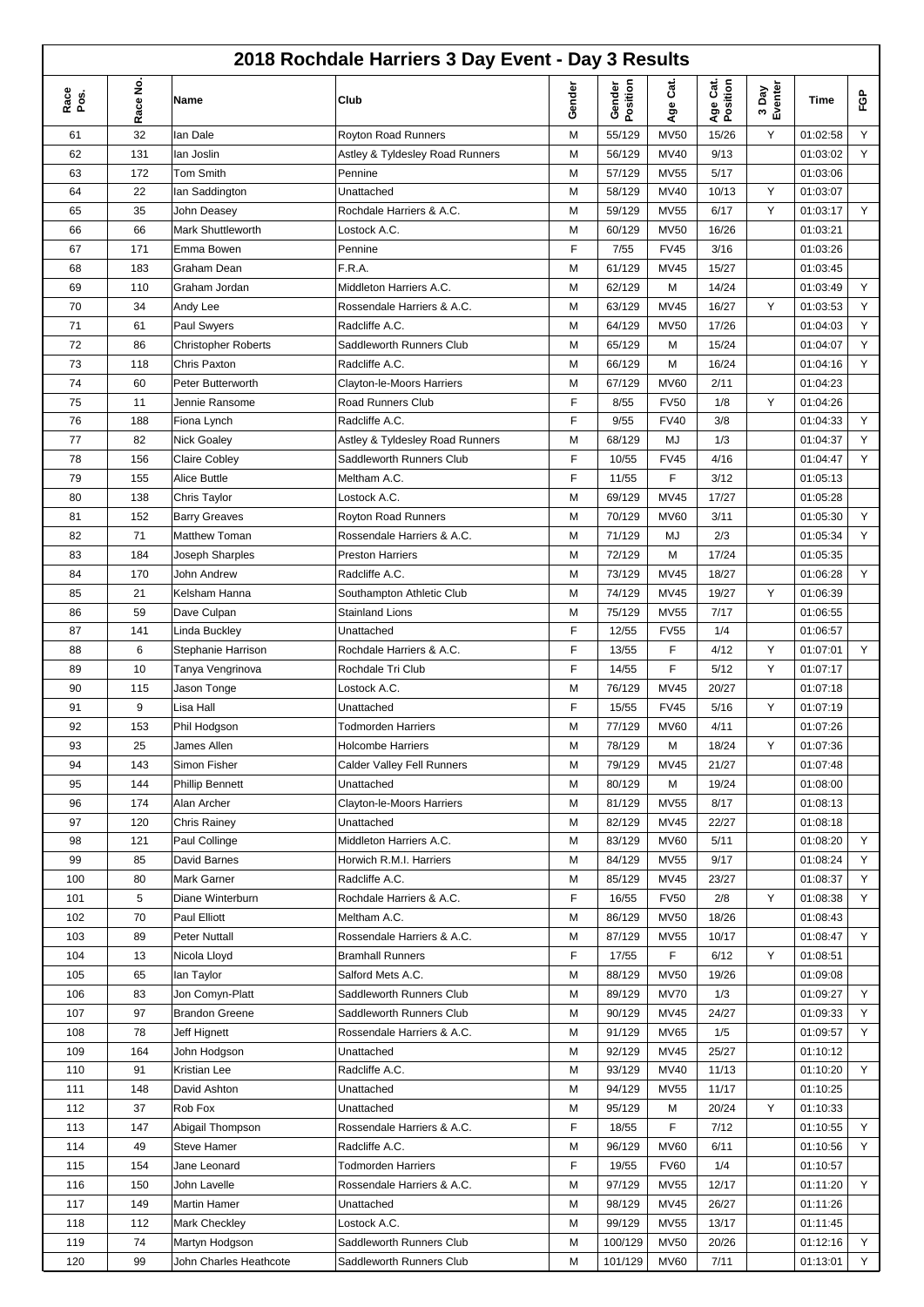# 2018 Rochdale Harriers 3 Day Event - Day 3 Results

| Race Pos. | Race No. | Name | Club | Gender | Gender Position | Age Cat. | Age Cat. Position | 3 Day Eventer | Time | FGP |
|---|---|---|---|---|---|---|---|---|---|---|
| 61 | 32 | Ian Dale | Royton Road Runners | M | 55/129 | MV50 | 15/26 | Y | 01:02:58 | Y |
| 62 | 131 | Ian Joslin | Astley & Tyldesley Road Runners | M | 56/129 | MV40 | 9/13 | | 01:03:02 | Y |
| 63 | 172 | Tom Smith | Pennine | M | 57/129 | MV55 | 5/17 | | 01:03:06 | |
| 64 | 22 | Ian Saddington | Unattached | M | 58/129 | MV40 | 10/13 | Y | 01:03:07 | |
| 65 | 35 | John Deasey | Rochdale Harriers & A.C. | M | 59/129 | MV55 | 6/17 | Y | 01:03:17 | Y |
| 66 | 66 | Mark Shuttleworth | Lostock A.C. | M | 60/129 | MV50 | 16/26 | | 01:03:21 | |
| 67 | 171 | Emma Bowen | Pennine | F | 7/55 | FV45 | 3/16 | | 01:03:26 | |
| 68 | 183 | Graham Dean | F.R.A. | M | 61/129 | MV45 | 15/27 | | 01:03:45 | |
| 69 | 110 | Graham Jordan | Middleton Harriers A.C. | M | 62/129 | M | 14/24 | | 01:03:49 | Y |
| 70 | 34 | Andy Lee | Rossendale Harriers & A.C. | M | 63/129 | MV45 | 16/27 | Y | 01:03:53 | Y |
| 71 | 61 | Paul Swyers | Radcliffe A.C. | M | 64/129 | MV50 | 17/26 | | 01:04:03 | Y |
| 72 | 86 | Christopher Roberts | Saddleworth Runners Club | M | 65/129 | M | 15/24 | | 01:04:07 | Y |
| 73 | 118 | Chris Paxton | Radcliffe A.C. | M | 66/129 | M | 16/24 | | 01:04:16 | Y |
| 74 | 60 | Peter Butterworth | Clayton-le-Moors Harriers | M | 67/129 | MV60 | 2/11 | | 01:04:23 | |
| 75 | 11 | Jennie Ransome | Road Runners Club | F | 8/55 | FV50 | 1/8 | Y | 01:04:26 | |
| 76 | 188 | Fiona Lynch | Radcliffe A.C. | F | 9/55 | FV40 | 3/8 | | 01:04:33 | Y |
| 77 | 82 | Nick Goaley | Astley & Tyldesley Road Runners | M | 68/129 | MJ | 1/3 | | 01:04:37 | Y |
| 78 | 156 | Claire Cobley | Saddleworth Runners Club | F | 10/55 | FV45 | 4/16 | | 01:04:47 | Y |
| 79 | 155 | Alice Buttle | Meltham A.C. | F | 11/55 | F | 3/12 | | 01:05:13 | |
| 80 | 138 | Chris Taylor | Lostock A.C. | M | 69/129 | MV45 | 17/27 | | 01:05:28 | |
| 81 | 152 | Barry Greaves | Royton Road Runners | M | 70/129 | MV60 | 3/11 | | 01:05:30 | Y |
| 82 | 71 | Matthew Toman | Rossendale Harriers & A.C. | M | 71/129 | MJ | 2/3 | | 01:05:34 | Y |
| 83 | 184 | Joseph Sharples | Preston Harriers | M | 72/129 | M | 17/24 | | 01:05:35 | |
| 84 | 170 | John Andrew | Radcliffe A.C. | M | 73/129 | MV45 | 18/27 | | 01:06:28 | Y |
| 85 | 21 | Kelsham Hanna | Southampton Athletic Club | M | 74/129 | MV45 | 19/27 | Y | 01:06:39 | |
| 86 | 59 | Dave Culpan | Stainland Lions | M | 75/129 | MV55 | 7/17 | | 01:06:55 | |
| 87 | 141 | Linda Buckley | Unattached | F | 12/55 | FV55 | 1/4 | | 01:06:57 | |
| 88 | 6 | Stephanie Harrison | Rochdale Harriers & A.C. | F | 13/55 | F | 4/12 | Y | 01:07:01 | Y |
| 89 | 10 | Tanya Vengrinova | Rochdale Tri Club | F | 14/55 | F | 5/12 | Y | 01:07:17 | |
| 90 | 115 | Jason Tonge | Lostock A.C. | M | 76/129 | MV45 | 20/27 | | 01:07:18 | |
| 91 | 9 | Lisa Hall | Unattached | F | 15/55 | FV45 | 5/16 | Y | 01:07:19 | |
| 92 | 153 | Phil Hodgson | Todmorden Harriers | M | 77/129 | MV60 | 4/11 | | 01:07:26 | |
| 93 | 25 | James Allen | Holcombe Harriers | M | 78/129 | M | 18/24 | Y | 01:07:36 | |
| 94 | 143 | Simon Fisher | Calder Valley Fell Runners | M | 79/129 | MV45 | 21/27 | | 01:07:48 | |
| 95 | 144 | Phillip Bennett | Unattached | M | 80/129 | M | 19/24 | | 01:08:00 | |
| 96 | 174 | Alan Archer | Clayton-le-Moors Harriers | M | 81/129 | MV55 | 8/17 | | 01:08:13 | |
| 97 | 120 | Chris Rainey | Unattached | M | 82/129 | MV45 | 22/27 | | 01:08:18 | |
| 98 | 121 | Paul Collinge | Middleton Harriers A.C. | M | 83/129 | MV60 | 5/11 | | 01:08:20 | Y |
| 99 | 85 | David Barnes | Horwich R.M.I. Harriers | M | 84/129 | MV55 | 9/17 | | 01:08:24 | Y |
| 100 | 80 | Mark Garner | Radcliffe A.C. | M | 85/129 | MV45 | 23/27 | | 01:08:37 | Y |
| 101 | 5 | Diane Winterburn | Rochdale Harriers & A.C. | F | 16/55 | FV50 | 2/8 | Y | 01:08:38 | Y |
| 102 | 70 | Paul Elliott | Meltham A.C. | M | 86/129 | MV50 | 18/26 | | 01:08:43 | |
| 103 | 89 | Peter Nuttall | Rossendale Harriers & A.C. | M | 87/129 | MV55 | 10/17 | | 01:08:47 | Y |
| 104 | 13 | Nicola Lloyd | Bramhall Runners | F | 17/55 | F | 6/12 | Y | 01:08:51 | |
| 105 | 65 | Ian Taylor | Salford Mets A.C. | M | 88/129 | MV50 | 19/26 | | 01:09:08 | |
| 106 | 83 | Jon Comyn-Platt | Saddleworth Runners Club | M | 89/129 | MV70 | 1/3 | | 01:09:27 | Y |
| 107 | 97 | Brandon Greene | Saddleworth Runners Club | M | 90/129 | MV45 | 24/27 | | 01:09:33 | Y |
| 108 | 78 | Jeff Hignett | Rossendale Harriers & A.C. | M | 91/129 | MV65 | 1/5 | | 01:09:57 | Y |
| 109 | 164 | John Hodgson | Unattached | M | 92/129 | MV45 | 25/27 | | 01:10:12 | |
| 110 | 91 | Kristian Lee | Radcliffe A.C. | M | 93/129 | MV40 | 11/13 | | 01:10:20 | Y |
| 111 | 148 | David Ashton | Unattached | M | 94/129 | MV55 | 11/17 | | 01:10:25 | |
| 112 | 37 | Rob Fox | Unattached | M | 95/129 | M | 20/24 | Y | 01:10:33 | |
| 113 | 147 | Abigail Thompson | Rossendale Harriers & A.C. | F | 18/55 | F | 7/12 | | 01:10:55 | Y |
| 114 | 49 | Steve Hamer | Radcliffe A.C. | M | 96/129 | MV60 | 6/11 | | 01:10:56 | Y |
| 115 | 154 | Jane Leonard | Todmorden Harriers | F | 19/55 | FV60 | 1/4 | | 01:10:57 | |
| 116 | 150 | John Lavelle | Rossendale Harriers & A.C. | M | 97/129 | MV55 | 12/17 | | 01:11:20 | Y |
| 117 | 149 | Martin Hamer | Unattached | M | 98/129 | MV45 | 26/27 | | 01:11:26 | |
| 118 | 112 | Mark Checkley | Lostock A.C. | M | 99/129 | MV55 | 13/17 | | 01:11:45 | |
| 119 | 74 | Martyn Hodgson | Saddleworth Runners Club | M | 100/129 | MV50 | 20/26 | | 01:12:16 | Y |
| 120 | 99 | John Charles Heathcote | Saddleworth Runners Club | M | 101/129 | MV60 | 7/11 | | 01:13:01 | Y |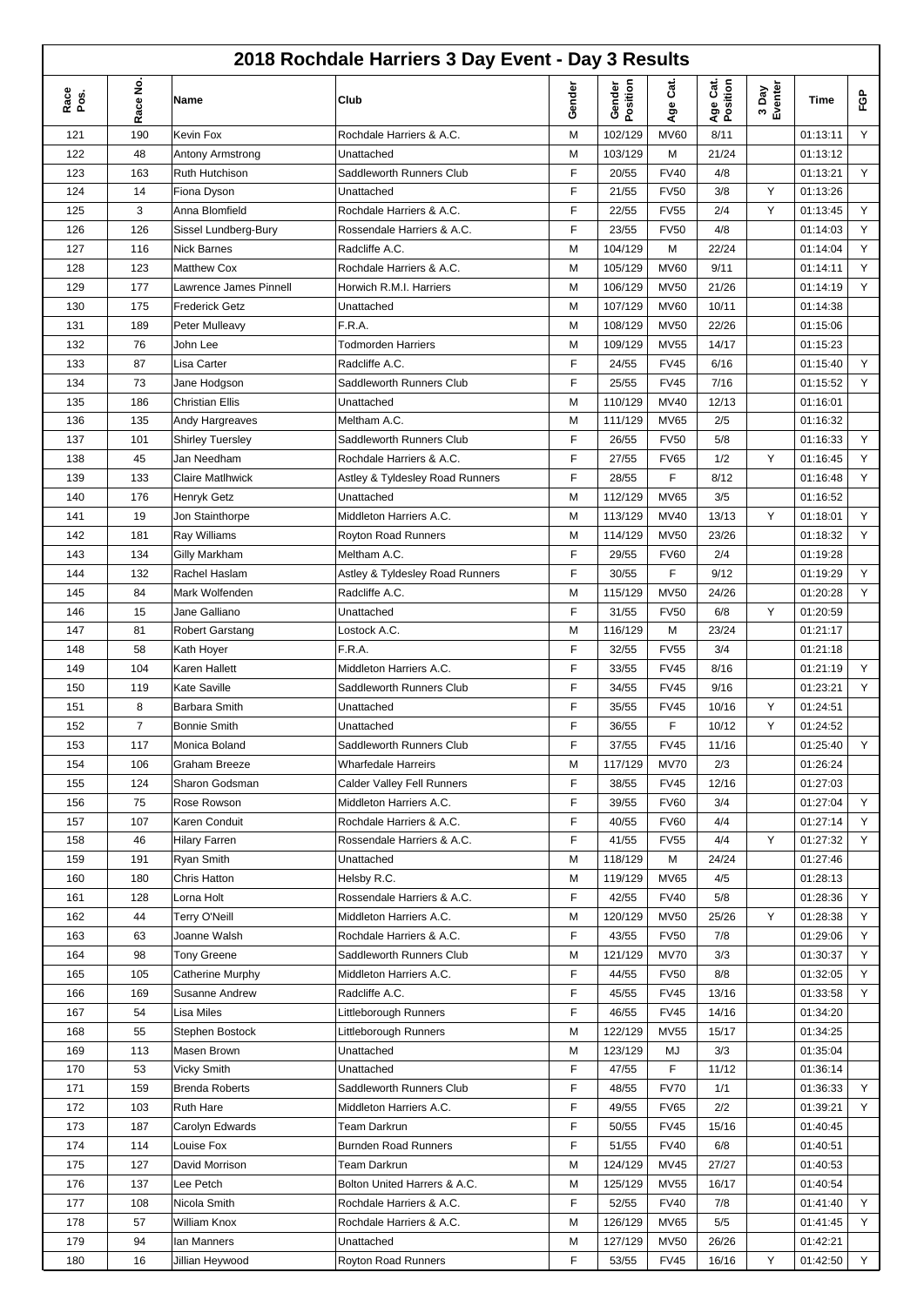# 2018 Rochdale Harriers 3 Day Event - Day 3 Results

| Race Pos. | Race No. | Name | Club | Gender | Gender Position | Age Cat. | Age Cat. Position | 3 Day Eventer | Time | FGP |
|---|---|---|---|---|---|---|---|---|---|---|
| 121 | 190 | Kevin Fox | Rochdale Harriers & A.C. | M | 102/129 | MV60 | 8/11 | | 01:13:11 | Y |
| 122 | 48 | Antony Armstrong | Unattached | M | 103/129 | M | 21/24 | | 01:13:12 | |
| 123 | 163 | Ruth Hutchison | Saddleworth Runners Club | F | 20/55 | FV40 | 4/8 | | 01:13:21 | Y |
| 124 | 14 | Fiona Dyson | Unattached | F | 21/55 | FV50 | 3/8 | Y | 01:13:26 | |
| 125 | 3 | Anna Blomfield | Rochdale Harriers & A.C. | F | 22/55 | FV55 | 2/4 | Y | 01:13:45 | Y |
| 126 | 126 | Sissel Lundberg-Bury | Rossendale Harriers & A.C. | F | 23/55 | FV50 | 4/8 | | 01:14:03 | Y |
| 127 | 116 | Nick Barnes | Radcliffe A.C. | M | 104/129 | M | 22/24 | | 01:14:04 | Y |
| 128 | 123 | Matthew Cox | Rochdale Harriers & A.C. | M | 105/129 | MV60 | 9/11 | | 01:14:11 | Y |
| 129 | 177 | Lawrence James Pinnell | Horwich R.M.I. Harriers | M | 106/129 | MV50 | 21/26 | | 01:14:19 | Y |
| 130 | 175 | Frederick Getz | Unattached | M | 107/129 | MV60 | 10/11 | | 01:14:38 | |
| 131 | 189 | Peter Mulleavy | F.R.A. | M | 108/129 | MV50 | 22/26 | | 01:15:06 | |
| 132 | 76 | John Lee | Todmorden Harriers | M | 109/129 | MV55 | 14/17 | | 01:15:23 | |
| 133 | 87 | Lisa Carter | Radcliffe A.C. | F | 24/55 | FV45 | 6/16 | | 01:15:40 | Y |
| 134 | 73 | Jane Hodgson | Saddleworth Runners Club | F | 25/55 | FV45 | 7/16 | | 01:15:52 | Y |
| 135 | 186 | Christian Ellis | Unattached | M | 110/129 | MV40 | 12/13 | | 01:16:01 | |
| 136 | 135 | Andy Hargreaves | Meltham A.C. | M | 111/129 | MV65 | 2/5 | | 01:16:32 | |
| 137 | 101 | Shirley Tuersley | Saddleworth Runners Club | F | 26/55 | FV50 | 5/8 | | 01:16:33 | Y |
| 138 | 45 | Jan Needham | Rochdale Harriers & A.C. | F | 27/55 | FV65 | 1/2 | Y | 01:16:45 | Y |
| 139 | 133 | Claire Matlhwick | Astley & Tyldesley Road Runners | F | 28/55 | F | 8/12 | | 01:16:48 | Y |
| 140 | 176 | Henryk Getz | Unattached | M | 112/129 | MV65 | 3/5 | | 01:16:52 | |
| 141 | 19 | Jon Stainthorpe | Middleton Harriers A.C. | M | 113/129 | MV40 | 13/13 | Y | 01:18:01 | Y |
| 142 | 181 | Ray Williams | Royton Road Runners | M | 114/129 | MV50 | 23/26 | | 01:18:32 | Y |
| 143 | 134 | Gilly Markham | Meltham A.C. | F | 29/55 | FV60 | 2/4 | | 01:19:28 | |
| 144 | 132 | Rachel Haslam | Astley & Tyldesley Road Runners | F | 30/55 | F | 9/12 | | 01:19:29 | Y |
| 145 | 84 | Mark Wolfenden | Radcliffe A.C. | M | 115/129 | MV50 | 24/26 | | 01:20:28 | Y |
| 146 | 15 | Jane Galliano | Unattached | F | 31/55 | FV50 | 6/8 | Y | 01:20:59 | |
| 147 | 81 | Robert Garstang | Lostock A.C. | M | 116/129 | M | 23/24 | | 01:21:17 | |
| 148 | 58 | Kath Hoyer | F.R.A. | F | 32/55 | FV55 | 3/4 | | 01:21:18 | |
| 149 | 104 | Karen Hallett | Middleton Harriers A.C. | F | 33/55 | FV45 | 8/16 | | 01:21:19 | Y |
| 150 | 119 | Kate Saville | Saddleworth Runners Club | F | 34/55 | FV45 | 9/16 | | 01:23:21 | Y |
| 151 | 8 | Barbara Smith | Unattached | F | 35/55 | FV45 | 10/16 | Y | 01:24:51 | |
| 152 | 7 | Bonnie Smith | Unattached | F | 36/55 | F | 10/12 | Y | 01:24:52 | |
| 153 | 117 | Monica Boland | Saddleworth Runners Club | F | 37/55 | FV45 | 11/16 | | 01:25:40 | Y |
| 154 | 106 | Graham Breeze | Wharfedale Harreirs | M | 117/129 | MV70 | 2/3 | | 01:26:24 | |
| 155 | 124 | Sharon Godsman | Calder Valley Fell Runners | F | 38/55 | FV45 | 12/16 | | 01:27:03 | |
| 156 | 75 | Rose Rowson | Middleton Harriers A.C. | F | 39/55 | FV60 | 3/4 | | 01:27:04 | Y |
| 157 | 107 | Karen Conduit | Rochdale Harriers & A.C. | F | 40/55 | FV60 | 4/4 | | 01:27:14 | Y |
| 158 | 46 | Hilary Farren | Rossendale Harriers & A.C. | F | 41/55 | FV55 | 4/4 | Y | 01:27:32 | Y |
| 159 | 191 | Ryan Smith | Unattached | M | 118/129 | M | 24/24 | | 01:27:46 | |
| 160 | 180 | Chris Hatton | Helsby R.C. | M | 119/129 | MV65 | 4/5 | | 01:28:13 | |
| 161 | 128 | Lorna Holt | Rossendale Harriers & A.C. | F | 42/55 | FV40 | 5/8 | | 01:28:36 | Y |
| 162 | 44 | Terry O'Neill | Middleton Harriers A.C. | M | 120/129 | MV50 | 25/26 | Y | 01:28:38 | Y |
| 163 | 63 | Joanne Walsh | Rochdale Harriers & A.C. | F | 43/55 | FV50 | 7/8 | | 01:29:06 | Y |
| 164 | 98 | Tony Greene | Saddleworth Runners Club | M | 121/129 | MV70 | 3/3 | | 01:30:37 | Y |
| 165 | 105 | Catherine Murphy | Middleton Harriers A.C. | F | 44/55 | FV50 | 8/8 | | 01:32:05 | Y |
| 166 | 169 | Susanne Andrew | Radcliffe A.C. | F | 45/55 | FV45 | 13/16 | | 01:33:58 | Y |
| 167 | 54 | Lisa Miles | Littleborough Runners | F | 46/55 | FV45 | 14/16 | | 01:34:20 | |
| 168 | 55 | Stephen Bostock | Littleborough Runners | M | 122/129 | MV55 | 15/17 | | 01:34:25 | |
| 169 | 113 | Masen Brown | Unattached | M | 123/129 | MJ | 3/3 | | 01:35:04 | |
| 170 | 53 | Vicky Smith | Unattached | F | 47/55 | F | 11/12 | | 01:36:14 | |
| 171 | 159 | Brenda Roberts | Saddleworth Runners Club | F | 48/55 | FV70 | 1/1 | | 01:36:33 | Y |
| 172 | 103 | Ruth Hare | Middleton Harriers A.C. | F | 49/55 | FV65 | 2/2 | | 01:39:21 | Y |
| 173 | 187 | Carolyn Edwards | Team Darkrun | F | 50/55 | FV45 | 15/16 | | 01:40:45 | |
| 174 | 114 | Louise Fox | Burnden Road Runners | F | 51/55 | FV40 | 6/8 | | 01:40:51 | |
| 175 | 127 | David Morrison | Team Darkrun | M | 124/129 | MV45 | 27/27 | | 01:40:53 | |
| 176 | 137 | Lee Petch | Bolton United Harrers & A.C. | M | 125/129 | MV55 | 16/17 | | 01:40:54 | |
| 177 | 108 | Nicola Smith | Rochdale Harriers & A.C. | F | 52/55 | FV40 | 7/8 | | 01:41:40 | Y |
| 178 | 57 | William Knox | Rochdale Harriers & A.C. | M | 126/129 | MV65 | 5/5 | | 01:41:45 | Y |
| 179 | 94 | Ian Manners | Unattached | M | 127/129 | MV50 | 26/26 | | 01:42:21 | |
| 180 | 16 | Jillian Heywood | Royton Road Runners | F | 53/55 | FV45 | 16/16 | Y | 01:42:50 | Y |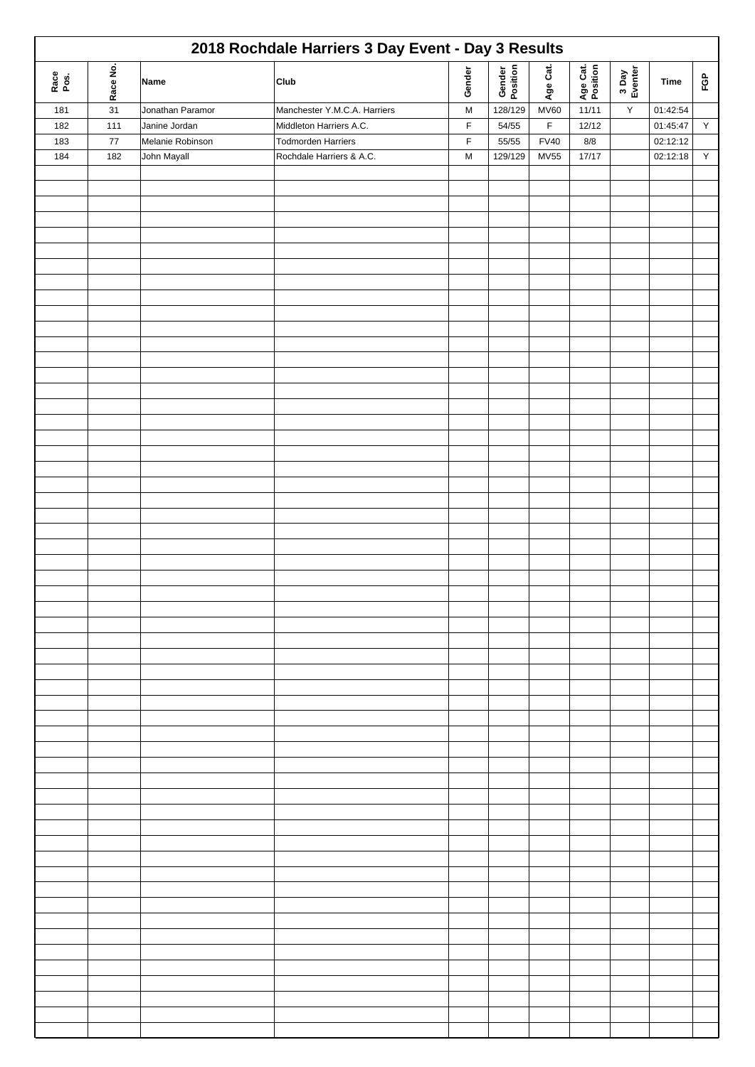# 2018 Rochdale Harriers 3 Day Event - Day 3 Results

| Race Pos. | Race No. | Name | Club | Gender | Gender Position | Age Cat. | Age Cat. Position | 3 Day Eventer | Time | FGP |
|---|---|---|---|---|---|---|---|---|---|---|
| 181 | 31 | Jonathan Paramor | Manchester Y.M.C.A. Harriers | M | 128/129 | MV60 | 11/11 | Y | 01:42:54 | |
| 182 | 111 | Janine Jordan | Middleton Harriers A.C. | F | 54/55 | F | 12/12 | | 01:45:47 | Y |
| 183 | 77 | Melanie Robinson | Todmorden Harriers | F | 55/55 | FV40 | 8/8 | | 02:12:12 | |
| 184 | 182 | John Mayall | Rochdale Harriers & A.C. | M | 129/129 | MV55 | 17/17 | | 02:12:18 | Y |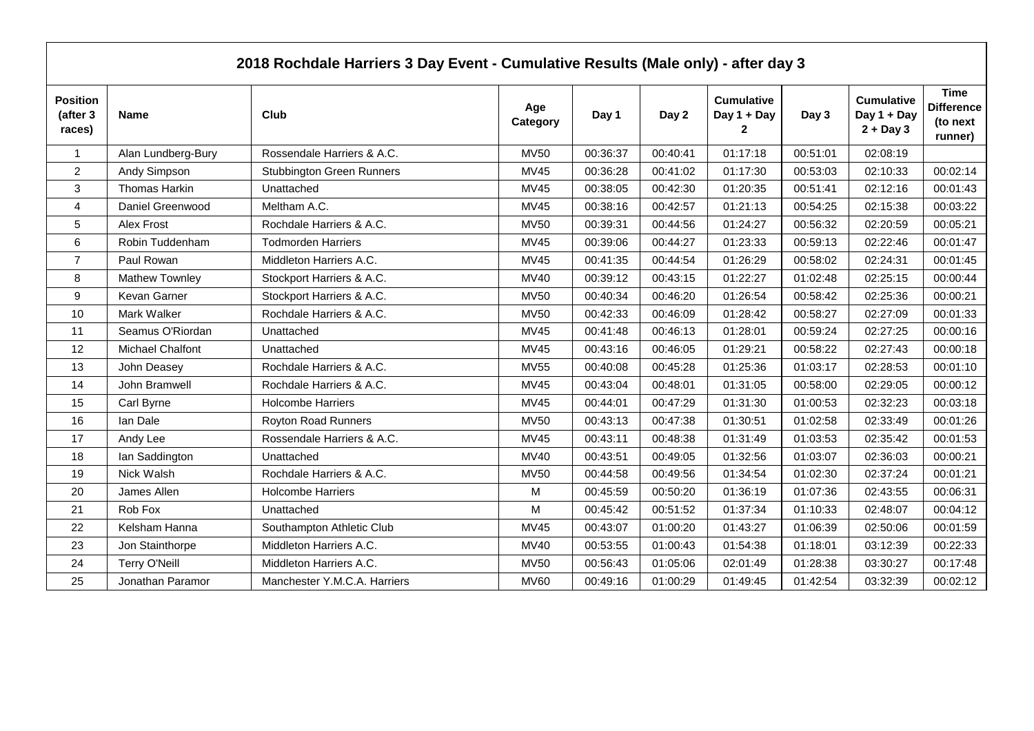# 2018 Rochdale Harriers 3 Day Event - Cumulative Results (Male only) - after day 3

| Position (after 3 races) | Name | Club | Age Category | Day 1 | Day 2 | Cumulative Day 1 + Day 2 | Day 3 | Cumulative Day 1 + Day 2 + Day 3 | Time Difference (to next runner) |
|---|---|---|---|---|---|---|---|---|---|
| 1 | Alan Lundberg-Bury | Rossendale Harriers & A.C. | MV50 | 00:36:37 | 00:40:41 | 01:17:18 | 00:51:01 | 02:08:19 | |
| 2 | Andy Simpson | Stubbington Green Runners | MV45 | 00:36:28 | 00:41:02 | 01:17:30 | 00:53:03 | 02:10:33 | 00:02:14 |
| 3 | Thomas Harkin | Unattached | MV45 | 00:38:05 | 00:42:30 | 01:20:35 | 00:51:41 | 02:12:16 | 00:01:43 |
| 4 | Daniel Greenwood | Meltham A.C. | MV45 | 00:38:16 | 00:42:57 | 01:21:13 | 00:54:25 | 02:15:38 | 00:03:22 |
| 5 | Alex Frost | Rochdale Harriers & A.C. | MV50 | 00:39:31 | 00:44:56 | 01:24:27 | 00:56:32 | 02:20:59 | 00:05:21 |
| 6 | Robin Tuddenham | Todmorden Harriers | MV45 | 00:39:06 | 00:44:27 | 01:23:33 | 00:59:13 | 02:22:46 | 00:01:47 |
| 7 | Paul Rowan | Middleton Harriers A.C. | MV45 | 00:41:35 | 00:44:54 | 01:26:29 | 00:58:02 | 02:24:31 | 00:01:45 |
| 8 | Mathew Townley | Stockport Harriers & A.C. | MV40 | 00:39:12 | 00:43:15 | 01:22:27 | 01:02:48 | 02:25:15 | 00:00:44 |
| 9 | Kevan Garner | Stockport Harriers & A.C. | MV50 | 00:40:34 | 00:46:20 | 01:26:54 | 00:58:42 | 02:25:36 | 00:00:21 |
| 10 | Mark Walker | Rochdale Harriers & A.C. | MV50 | 00:42:33 | 00:46:09 | 01:28:42 | 00:58:27 | 02:27:09 | 00:01:33 |
| 11 | Seamus O'Riordan | Unattached | MV45 | 00:41:48 | 00:46:13 | 01:28:01 | 00:59:24 | 02:27:25 | 00:00:16 |
| 12 | Michael Chalfont | Unattached | MV45 | 00:43:16 | 00:46:05 | 01:29:21 | 00:58:22 | 02:27:43 | 00:00:18 |
| 13 | John Deasey | Rochdale Harriers & A.C. | MV55 | 00:40:08 | 00:45:28 | 01:25:36 | 01:03:17 | 02:28:53 | 00:01:10 |
| 14 | John Bramwell | Rochdale Harriers & A.C. | MV45 | 00:43:04 | 00:48:01 | 01:31:05 | 00:58:00 | 02:29:05 | 00:00:12 |
| 15 | Carl Byrne | Holcombe Harriers | MV45 | 00:44:01 | 00:47:29 | 01:31:30 | 01:00:53 | 02:32:23 | 00:03:18 |
| 16 | Ian Dale | Royton Road Runners | MV50 | 00:43:13 | 00:47:38 | 01:30:51 | 01:02:58 | 02:33:49 | 00:01:26 |
| 17 | Andy Lee | Rossendale Harriers & A.C. | MV45 | 00:43:11 | 00:48:38 | 01:31:49 | 01:03:53 | 02:35:42 | 00:01:53 |
| 18 | Ian Saddington | Unattached | MV40 | 00:43:51 | 00:49:05 | 01:32:56 | 01:03:07 | 02:36:03 | 00:00:21 |
| 19 | Nick Walsh | Rochdale Harriers & A.C. | MV50 | 00:44:58 | 00:49:56 | 01:34:54 | 01:02:30 | 02:37:24 | 00:01:21 |
| 20 | James Allen | Holcombe Harriers | M | 00:45:59 | 00:50:20 | 01:36:19 | 01:07:36 | 02:43:55 | 00:06:31 |
| 21 | Rob Fox | Unattached | M | 00:45:42 | 00:51:52 | 01:37:34 | 01:10:33 | 02:48:07 | 00:04:12 |
| 22 | Kelsham Hanna | Southampton Athletic Club | MV45 | 00:43:07 | 01:00:20 | 01:43:27 | 01:06:39 | 02:50:06 | 00:01:59 |
| 23 | Jon Stainthorpe | Middleton Harriers A.C. | MV40 | 00:53:55 | 01:00:43 | 01:54:38 | 01:18:01 | 03:12:39 | 00:22:33 |
| 24 | Terry O'Neill | Middleton Harriers A.C. | MV50 | 00:56:43 | 01:05:06 | 02:01:49 | 01:28:38 | 03:30:27 | 00:17:48 |
| 25 | Jonathan Paramor | Manchester Y.M.C.A. Harriers | MV60 | 00:49:16 | 01:00:29 | 01:49:45 | 01:42:54 | 03:32:39 | 00:02:12 |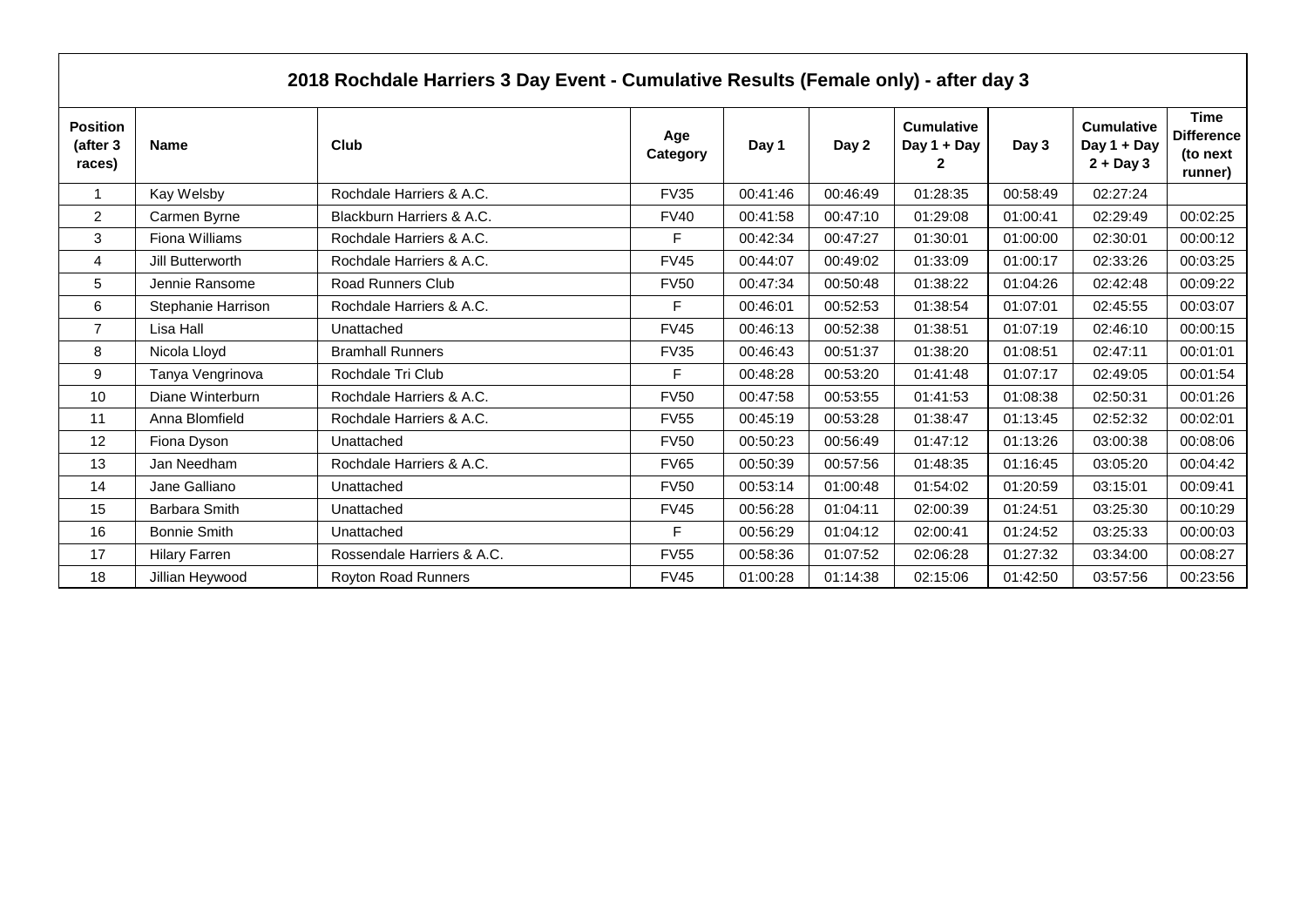## 2018 Rochdale Harriers 3 Day Event - Cumulative Results (Female only) - after day 3

| Position (after 3 races) | Name | Club | Age Category | Day 1 | Day 2 | Cumulative Day 1 + Day 2 | Day 3 | Cumulative Day 1 + Day 2 + Day 3 | Time Difference (to next runner) |
|---|---|---|---|---|---|---|---|---|---|
| 1 | Kay Welsby | Rochdale Harriers & A.C. | FV35 | 00:41:46 | 00:46:49 | 01:28:35 | 00:58:49 | 02:27:24 | |
| 2 | Carmen Byrne | Blackburn Harriers & A.C. | FV40 | 00:41:58 | 00:47:10 | 01:29:08 | 01:00:41 | 02:29:49 | 00:02:25 |
| 3 | Fiona Williams | Rochdale Harriers & A.C. | F | 00:42:34 | 00:47:27 | 01:30:01 | 01:00:00 | 02:30:01 | 00:00:12 |
| 4 | Jill Butterworth | Rochdale Harriers & A.C. | FV45 | 00:44:07 | 00:49:02 | 01:33:09 | 01:00:17 | 02:33:26 | 00:03:25 |
| 5 | Jennie Ransome | Road Runners Club | FV50 | 00:47:34 | 00:50:48 | 01:38:22 | 01:04:26 | 02:42:48 | 00:09:22 |
| 6 | Stephanie Harrison | Rochdale Harriers & A.C. | F | 00:46:01 | 00:52:53 | 01:38:54 | 01:07:01 | 02:45:55 | 00:03:07 |
| 7 | Lisa Hall | Unattached | FV45 | 00:46:13 | 00:52:38 | 01:38:51 | 01:07:19 | 02:46:10 | 00:00:15 |
| 8 | Nicola Lloyd | Bramhall Runners | FV35 | 00:46:43 | 00:51:37 | 01:38:20 | 01:08:51 | 02:47:11 | 00:01:01 |
| 9 | Tanya Vengrinova | Rochdale Tri Club | F | 00:48:28 | 00:53:20 | 01:41:48 | 01:07:17 | 02:49:05 | 00:01:54 |
| 10 | Diane Winterburn | Rochdale Harriers & A.C. | FV50 | 00:47:58 | 00:53:55 | 01:41:53 | 01:08:38 | 02:50:31 | 00:01:26 |
| 11 | Anna Blomfield | Rochdale Harriers & A.C. | FV55 | 00:45:19 | 00:53:28 | 01:38:47 | 01:13:45 | 02:52:32 | 00:02:01 |
| 12 | Fiona Dyson | Unattached | FV50 | 00:50:23 | 00:56:49 | 01:47:12 | 01:13:26 | 03:00:38 | 00:08:06 |
| 13 | Jan Needham | Rochdale Harriers & A.C. | FV65 | 00:50:39 | 00:57:56 | 01:48:35 | 01:16:45 | 03:05:20 | 00:04:42 |
| 14 | Jane Galliano | Unattached | FV50 | 00:53:14 | 01:00:48 | 01:54:02 | 01:20:59 | 03:15:01 | 00:09:41 |
| 15 | Barbara Smith | Unattached | FV45 | 00:56:28 | 01:04:11 | 02:00:39 | 01:24:51 | 03:25:30 | 00:10:29 |
| 16 | Bonnie Smith | Unattached | F | 00:56:29 | 01:04:12 | 02:00:41 | 01:24:52 | 03:25:33 | 00:00:03 |
| 17 | Hilary Farren | Rossendale Harriers & A.C. | FV55 | 00:58:36 | 01:07:52 | 02:06:28 | 01:27:32 | 03:34:00 | 00:08:27 |
| 18 | Jillian Heywood | Royton Road Runners | FV45 | 01:00:28 | 01:14:38 | 02:15:06 | 01:42:50 | 03:57:56 | 00:23:56 |